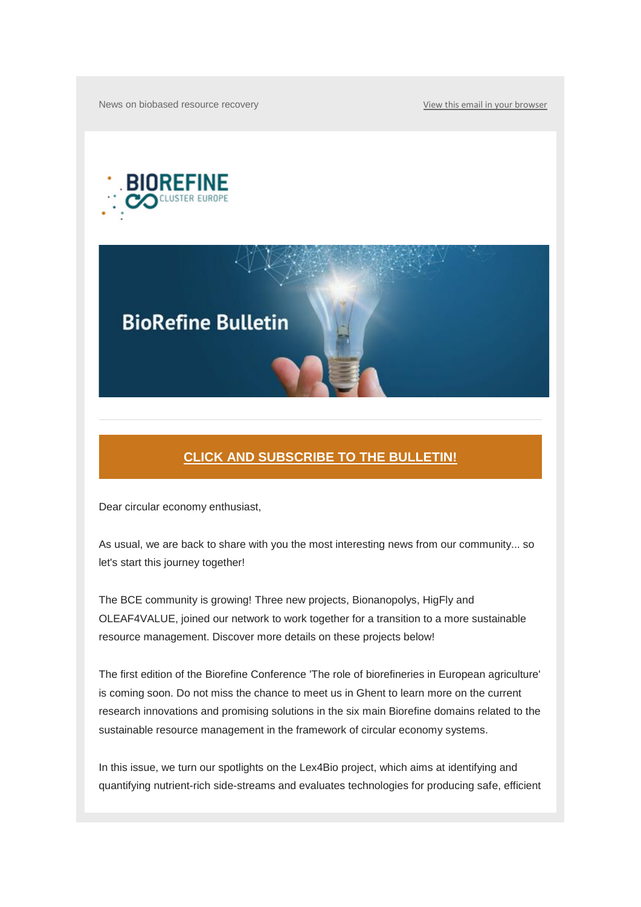News on biobased resource recovery

View this email in your browser

BIOREFINE CLUSTER EUROPE

# BioRefine Bulletin

**CLICK AND SUBSCRIBE TO THE BULLETIN!**

Dear circular economy enthusiast,

As usual, we are back to share with you the most interesting news from our community... so let's start this journey together!

The BCE community is growing! Three new projects, Bionanopolys, HigFly and OLEAF4VALUE, joined our network to work together for a transition to a more sustainable resource management. Discover more details on these projects below!

The first edition of the Biorefine Conference 'The role of biorefineries in European agriculture' is coming soon. Do not miss the chance to meet us in Ghent to learn more on the current research innovations and promising solutions in the six main Biorefine domains related to the sustainable resource management in the framework of circular economy systems.

In this issue, we turn our spotlights on the Lex4Bio project, which aims at identifying and quantifying nutrient-rich side-streams and evaluates technologies for producing safe, efficient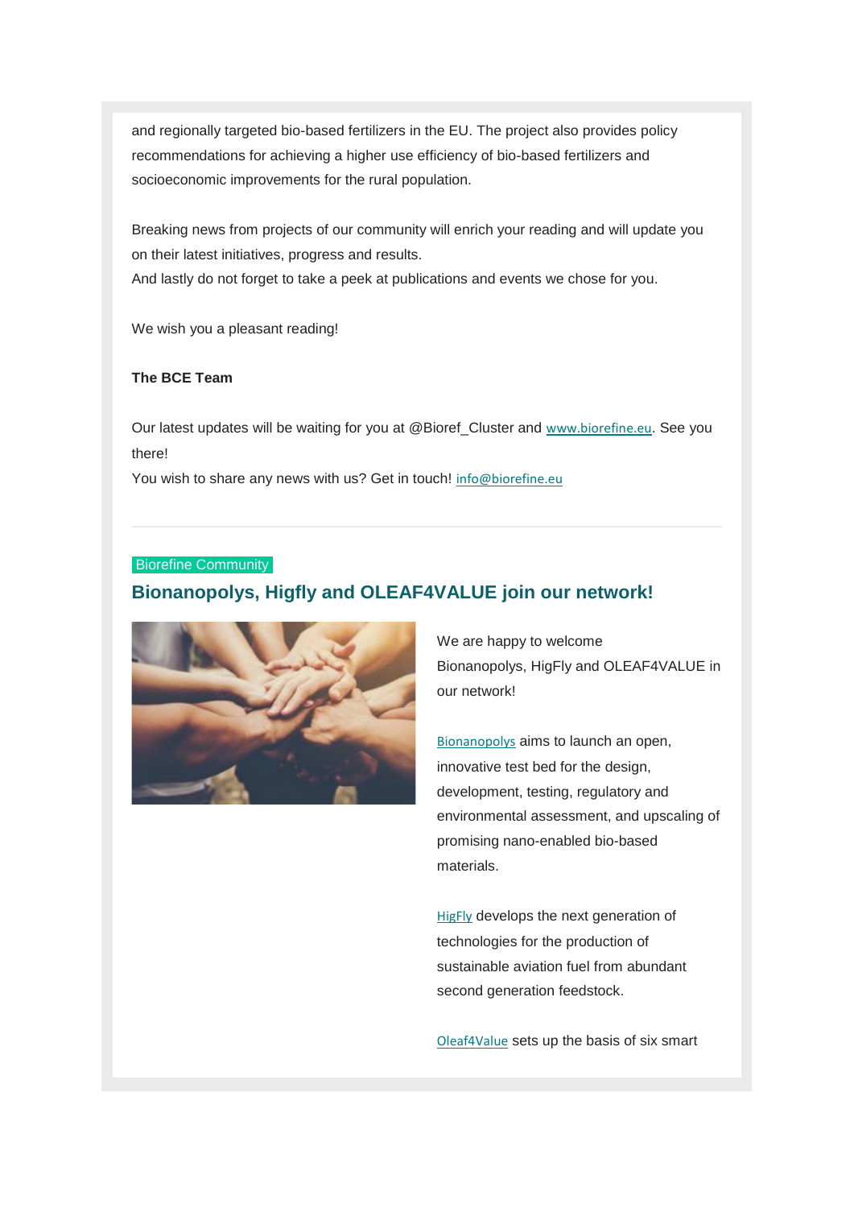and regionally targeted bio-based fertilizers in the EU. The project also provides policy recommendations for achieving a higher use efficiency of bio-based fertilizers and socioeconomic improvements for the rural population.

Breaking news from projects of our community will enrich your reading and will update you on their latest initiatives, progress and results.
And lastly do not forget to take a peek at publications and events we chose for you.

We wish you a pleasant reading!

**The BCE Team**

Our latest updates will be waiting for you at @Bioref_Cluster and www.biorefine.eu. See you there!
You wish to share any news with us? Get in touch! info@biorefine.eu

---

Biorefine Community

## Bionanopolys, Higfly and OLEAF4VALUE join our network!

We are happy to welcome Bionanopolys, HigFly and OLEAF4VALUE in our network!

Bionanopolys aims to launch an open, innovative test bed for the design, development, testing, regulatory and environmental assessment, and upscaling of promising nano-enabled bio-based materials.

HigFly develops the next generation of technologies for the production of sustainable aviation fuel from abundant second generation feedstock.

Oleaf4Value sets up the basis of six smart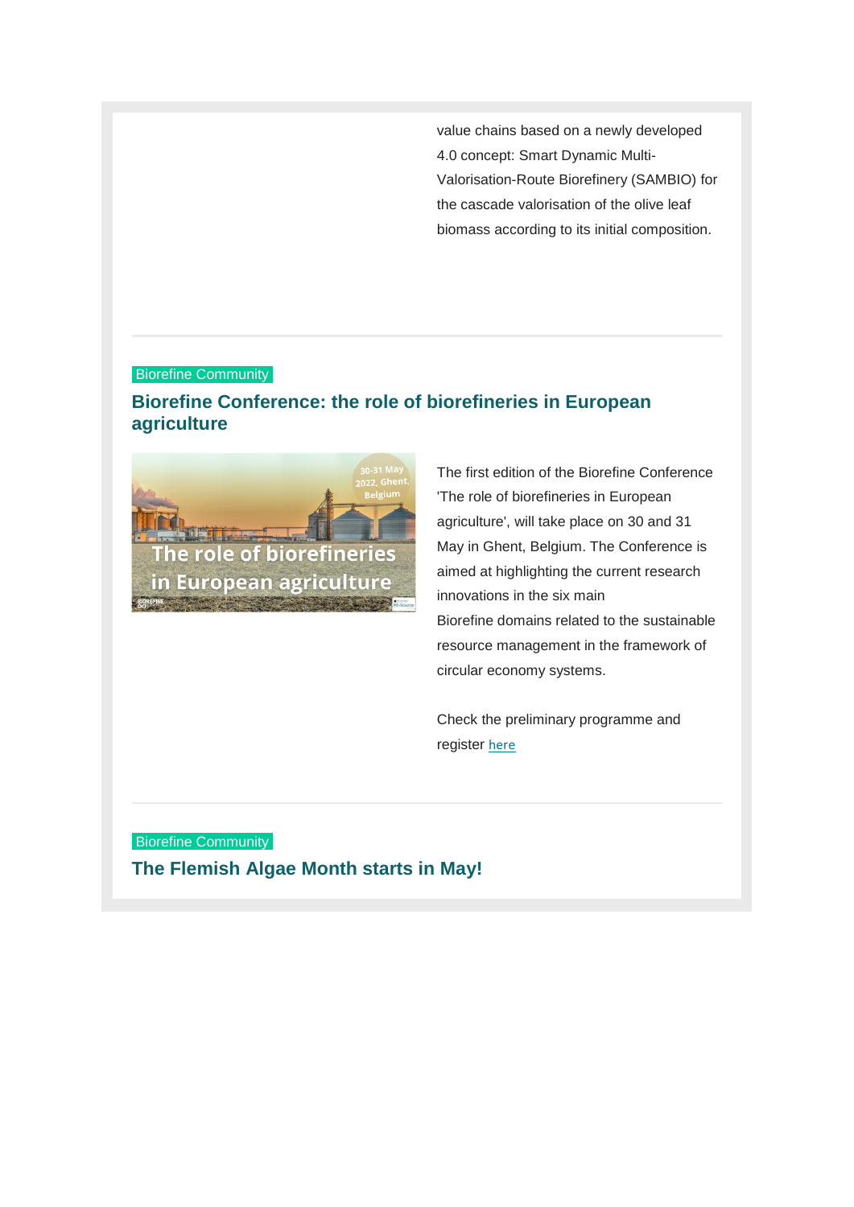value chains based on a newly developed 4.0 concept: Smart Dynamic Multi-Valorisation-Route Biorefinery (SAMBIO) for the cascade valorisation of the olive leaf biomass according to its initial composition.

---

Biorefine Community

## Biorefine Conference: the role of biorefineries in European agriculture

The first edition of the Biorefine Conference 'The role of biorefineries in European agriculture', will take place on 30 and 31 May in Ghent, Belgium. The Conference is aimed at highlighting the current research innovations in the six main Biorefine domains related to the sustainable resource management in the framework of circular economy systems.

Check the preliminary programme and register here

---

Biorefine Community

## The Flemish Algae Month starts in May!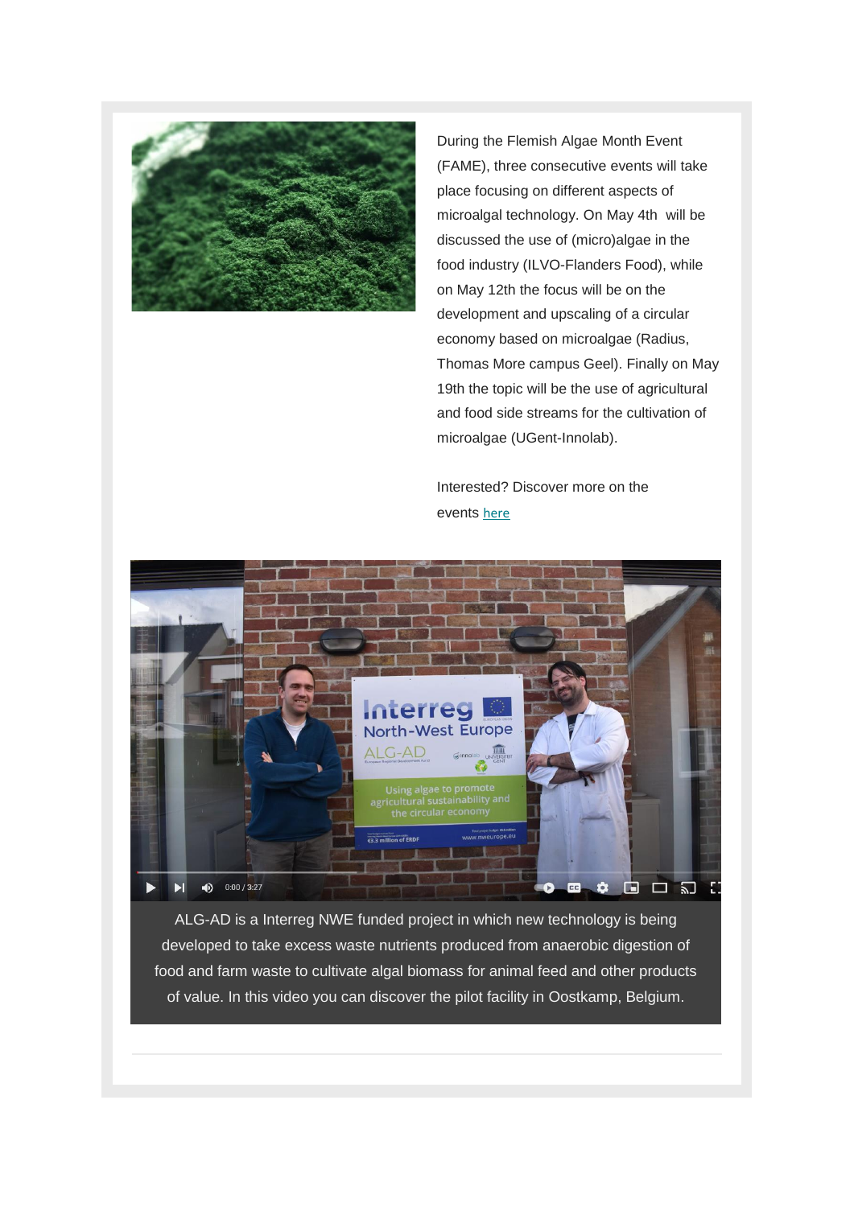During the Flemish Algae Month Event (FAME), three consecutive events will take place focusing on different aspects of microalgal technology. On May 4th will be discussed the use of (micro)algae in the food industry (ILVO-Flanders Food), while on May 12th the focus will be on the development and upscaling of a circular economy based on microalgae (Radius, Thomas More campus Geel). Finally on May 19th the topic will be the use of agricultural and food side streams for the cultivation of microalgae (UGent-Innolab).

Interested? Discover more on the events here

ALG-AD is a Interreg NWE funded project in which new technology is being developed to take excess waste nutrients produced from anaerobic digestion of food and farm waste to cultivate algal biomass for animal feed and other products of value. In this video you can discover the pilot facility in Oostkamp, Belgium.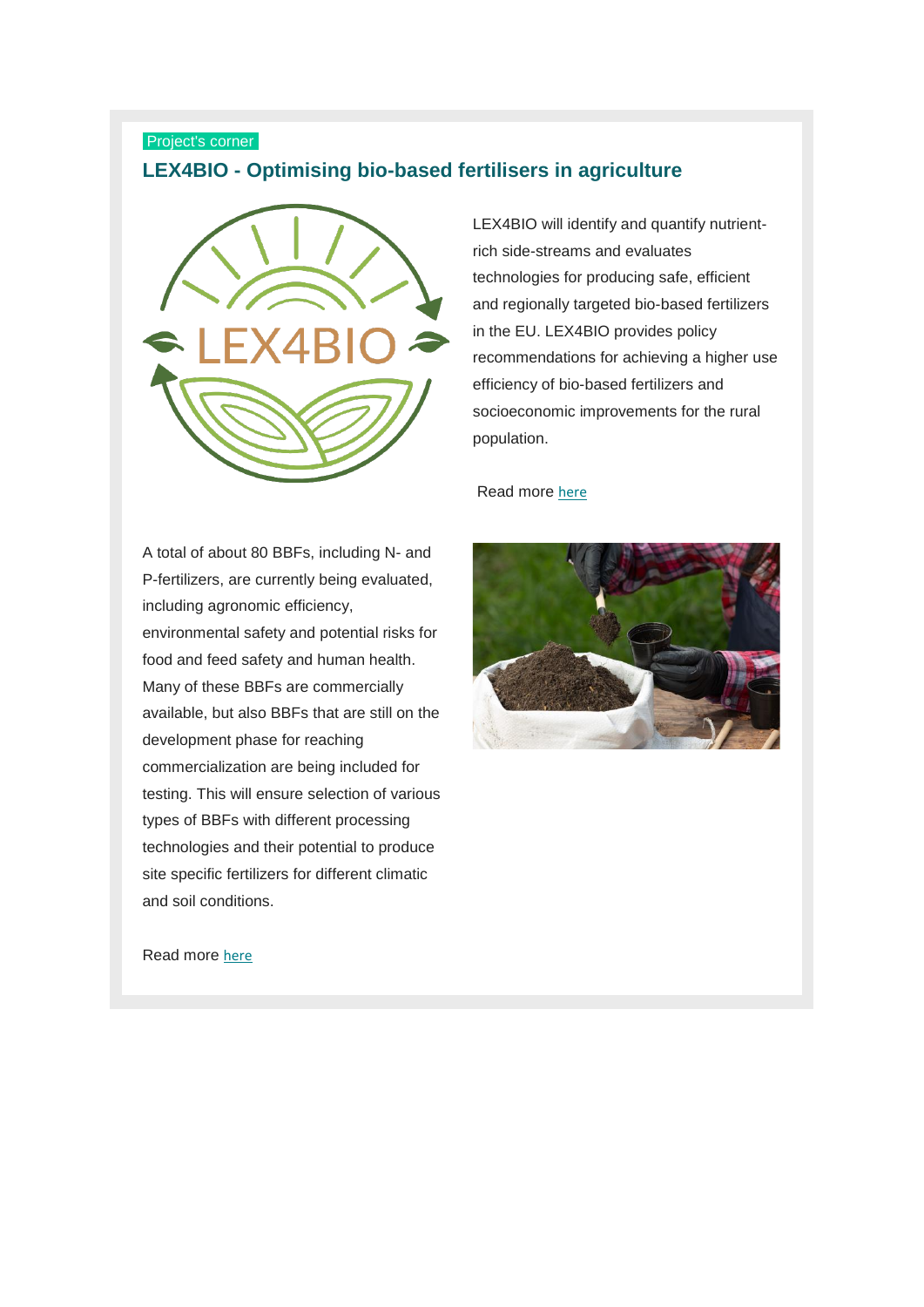Project's corner

## LEX4BIO - Optimising bio-based fertilisers in agriculture

LEX4BIO will identify and quantify nutrient-rich side-streams and evaluates technologies for producing safe, efficient and regionally targeted bio-based fertilizers in the EU. LEX4BIO provides policy recommendations for achieving a higher use efficiency of bio-based fertilizers and socioeconomic improvements for the rural population.

Read more here

A total of about 80 BBFs, including N- and P-fertilizers, are currently being evaluated, including agronomic efficiency, environmental safety and potential risks for food and feed safety and human health. Many of these BBFs are commercially available, but also BBFs that are still on the development phase for reaching commercialization are being included for testing. This will ensure selection of various types of BBFs with different processing technologies and their potential to produce site specific fertilizers for different climatic and soil conditions.

Read more here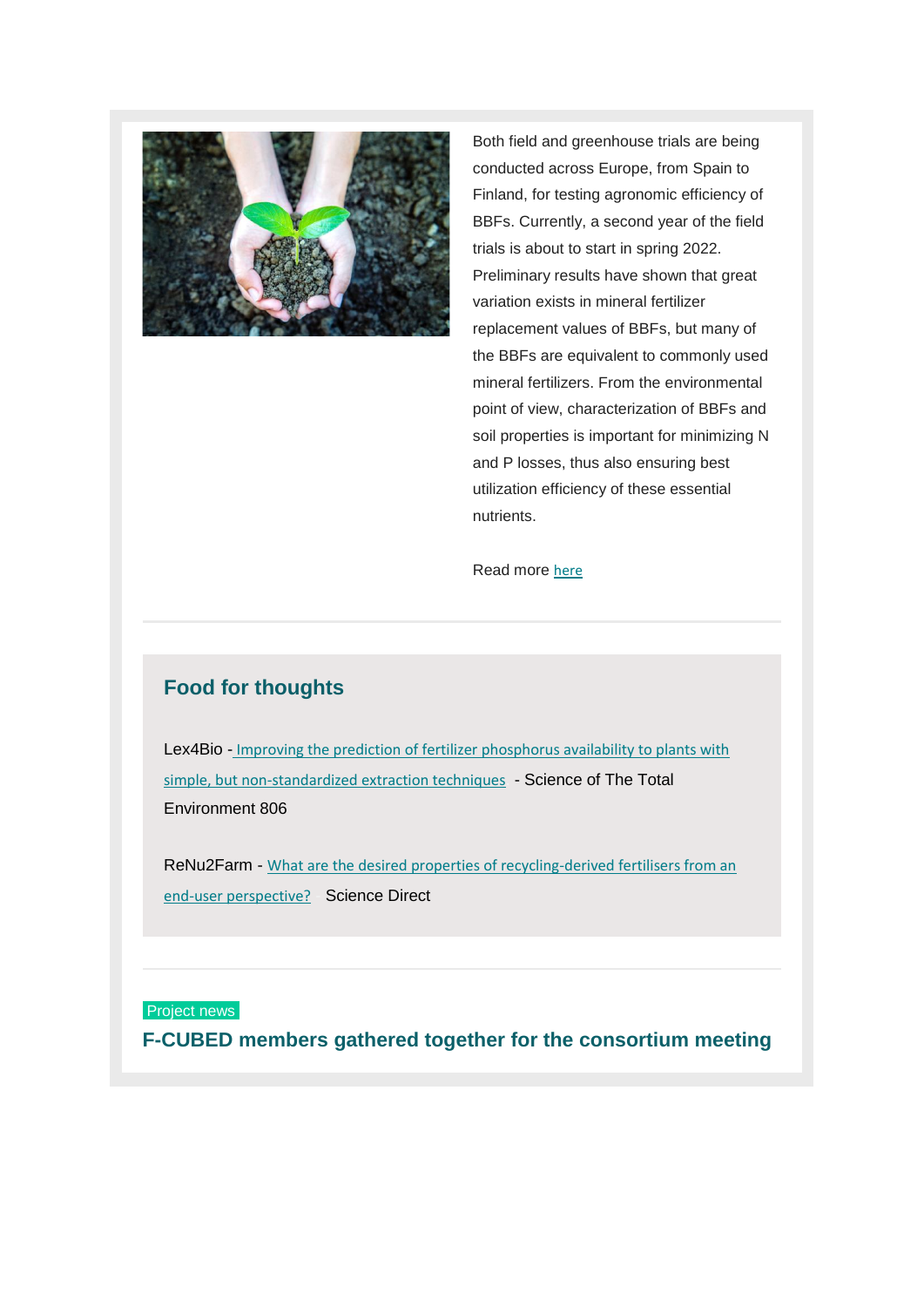Both field and greenhouse trials are being conducted across Europe, from Spain to Finland, for testing agronomic efficiency of BBFs. Currently, a second year of the field trials is about to start in spring 2022. Preliminary results have shown that great variation exists in mineral fertilizer replacement values of BBFs, but many of the BBFs are equivalent to commonly used mineral fertilizers. From the environmental point of view, characterization of BBFs and soil properties is important for minimizing N and P losses, thus also ensuring best utilization efficiency of these essential nutrients.

Read more here

---

## Food for thoughts

Lex4Bio - Improving the prediction of fertilizer phosphorus availability to plants with simple, but non-standardized extraction techniques - Science of The Total Environment 806

ReNu2Farm - What are the desired properties of recycling-derived fertilisers from an end-user perspective? Science Direct

---

Project news

### F-CUBED members gathered together for the consortium meeting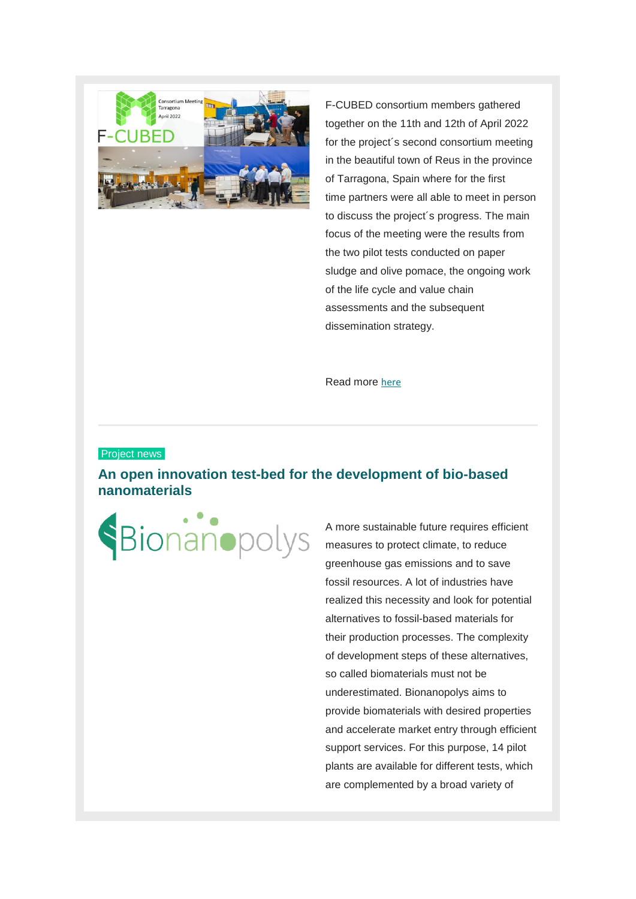F-CUBED consortium members gathered together on the 11th and 12th of April 2022 for the project´s second consortium meeting in the beautiful town of Reus in the province of Tarragona, Spain where for the first time partners were all able to meet in person to discuss the project´s progress. The main focus of the meeting were the results from the two pilot tests conducted on paper sludge and olive pomace, the ongoing work of the life cycle and value chain assessments and the subsequent dissemination strategy.

Read more here

---

Project news

## An open innovation test-bed for the development of bio-based nanomaterials

A more sustainable future requires efficient measures to protect climate, to reduce greenhouse gas emissions and to save fossil resources. A lot of industries have realized this necessity and look for potential alternatives to fossil-based materials for their production processes. The complexity of development steps of these alternatives, so called biomaterials must not be underestimated. Bionanopolys aims to provide biomaterials with desired properties and accelerate market entry through efficient support services. For this purpose, 14 pilot plants are available for different tests, which are complemented by a broad variety of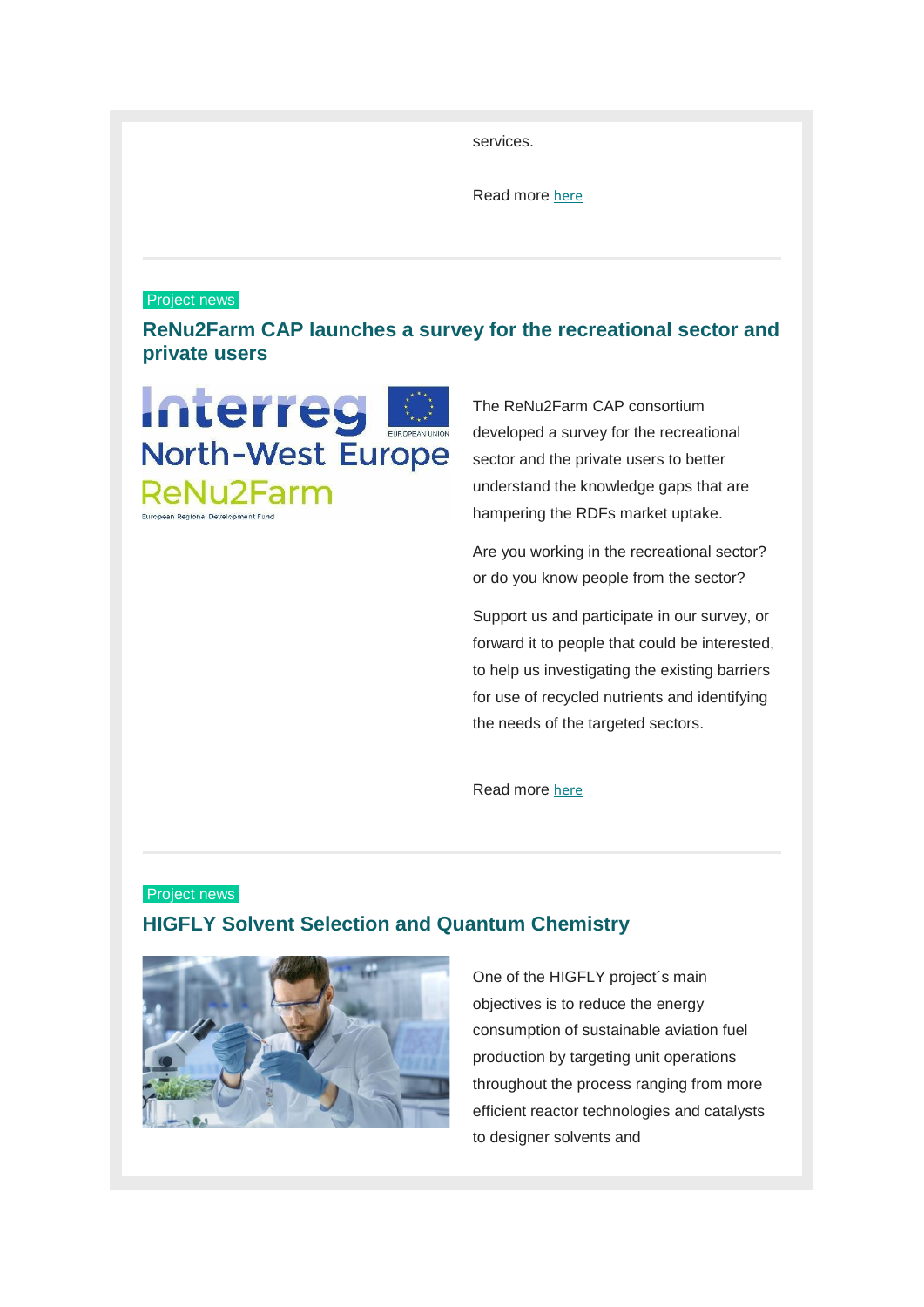services.

Read more here

Project news

## ReNu2Farm CAP launches a survey for the recreational sector and private users

The ReNu2Farm CAP consortium developed a survey for the recreational sector and the private users to better understand the knowledge gaps that are hampering the RDFs market uptake.

Are you working in the recreational sector? or do you know people from the sector?

Support us and participate in our survey, or forward it to people that could be interested, to help us investigating the existing barriers for use of recycled nutrients and identifying the needs of the targeted sectors.

Read more here

Project news

## HIGFLY Solvent Selection and Quantum Chemistry

One of the HIGFLY project´s main objectives is to reduce the energy consumption of sustainable aviation fuel production by targeting unit operations throughout the process ranging from more efficient reactor technologies and catalysts to designer solvents and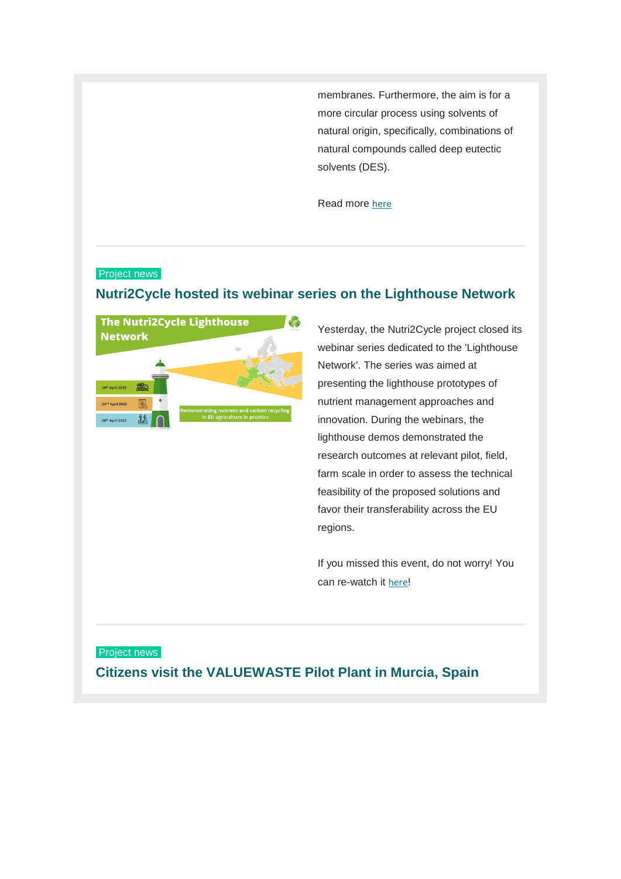membranes. Furthermore, the aim is for a more circular process using solvents of natural origin, specifically, combinations of natural compounds called deep eutectic solvents (DES).

Read more here

---

Project news

## Nutri2Cycle hosted its webinar series on the Lighthouse Network

Yesterday, the Nutri2Cycle project closed its webinar series dedicated to the 'Lighthouse Network'. The series was aimed at presenting the lighthouse prototypes of nutrient management approaches and innovation. During the webinars, the lighthouse demos demonstrated the research outcomes at relevant pilot, field, farm scale in order to assess the technical feasibility of the proposed solutions and favor their transferability across the EU regions.

If you missed this event, do not worry! You can re-watch it here!

---

Project news

## Citizens visit the VALUEWASTE Pilot Plant in Murcia, Spain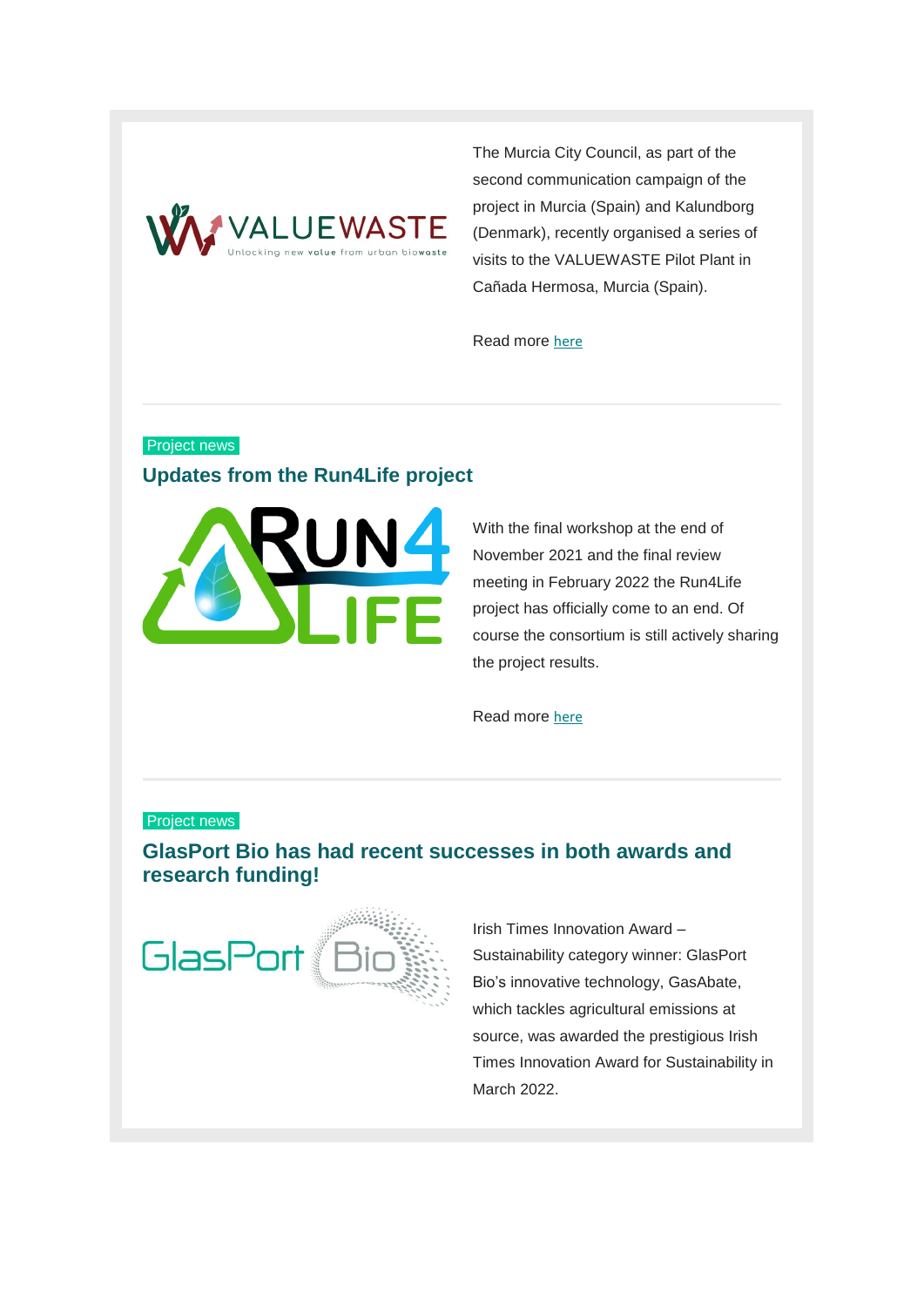The Murcia City Council, as part of the second communication campaign of the project in Murcia (Spain) and Kalundborg (Denmark), recently organised a series of visits to the VALUEWASTE Pilot Plant in Cañada Hermosa, Murcia (Spain).

Read more here

---

Project news

## Updates from the Run4Life project

With the final workshop at the end of November 2021 and the final review meeting in February 2022 the Run4Life project has officially come to an end. Of course the consortium is still actively sharing the project results.

Read more here

---

Project news

## GlasPort Bio has had recent successes in both awards and research funding!

Irish Times Innovation Award – Sustainability category winner: GlasPort Bio's innovative technology, GasAbate, which tackles agricultural emissions at source, was awarded the prestigious Irish Times Innovation Award for Sustainability in March 2022.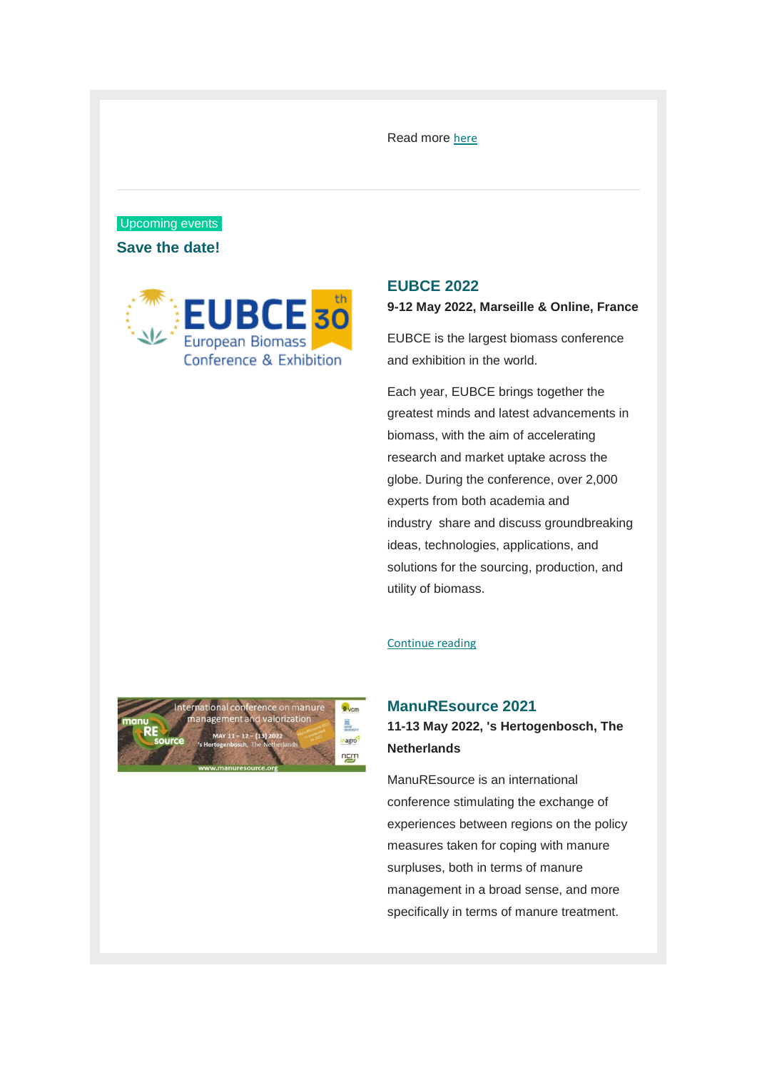Read more here

---

Upcoming events

## Save the date!

### EUBCE 2022

**9-12 May 2022, Marseille & Online, France**

EUBCE is the largest biomass conference and exhibition in the world.

Each year, EUBCE brings together the greatest minds and latest advancements in biomass, with the aim of accelerating research and market uptake across the globe. During the conference, over 2,000 experts from both academia and industry  share and discuss groundbreaking ideas, technologies, applications, and solutions for the sourcing, production, and utility of biomass.

Continue reading

### ManuREsource 2021

**11-13 May 2022, 's Hertogenbosch, The Netherlands**

ManuREsource is an international conference stimulating the exchange of experiences between regions on the policy measures taken for coping with manure surpluses, both in terms of manure management in a broad sense, and more specifically in terms of manure treatment.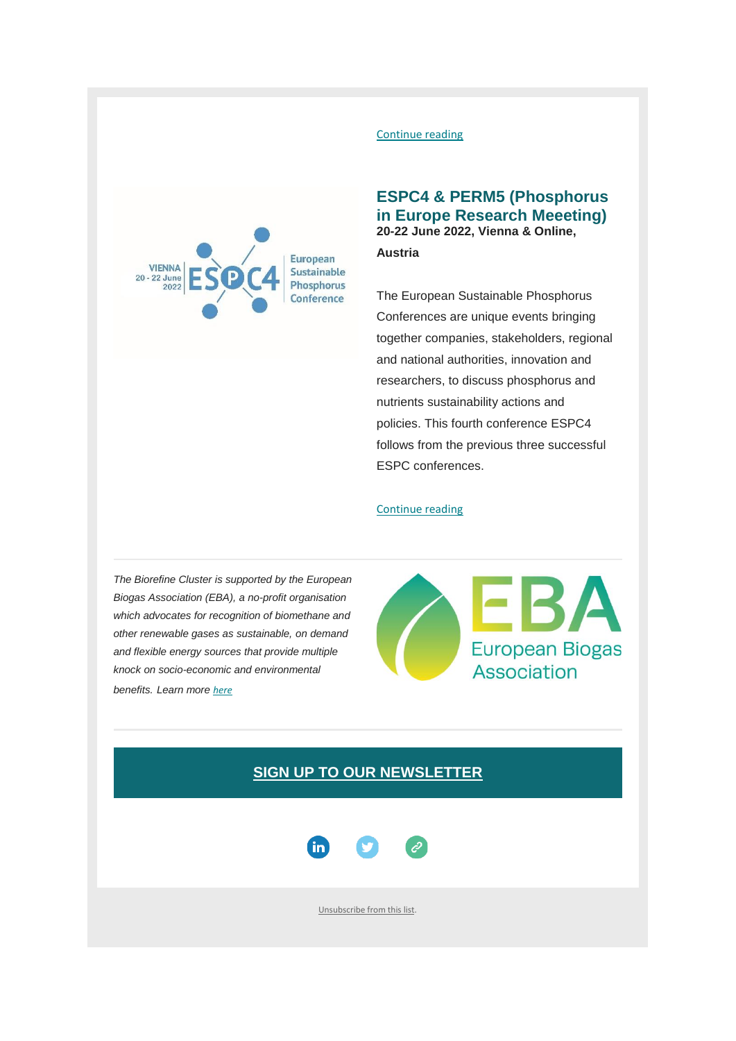Continue reading

## ESPC4 & PERM5 (Phosphorus in Europe Research Meeeting)

**20-22 June 2022, Vienna & Online, Austria**

The European Sustainable Phosphorus Conferences are unique events bringing together companies, stakeholders, regional and national authorities, innovation and researchers, to discuss phosphorus and nutrients sustainability actions and policies. This fourth conference ESPC4 follows from the previous three successful ESPC conferences.

Continue reading

---

*The Biorefine Cluster is supported by the European Biogas Association (EBA), a no-profit organisation which advocates for recognition of biomethane and other renewable gases as sustainable, on demand and flexible energy sources that provide multiple knock on socio-economic and environmental benefits. Learn more here*

---

**SIGN UP TO OUR NEWSLETTER**

Unsubscribe from this list.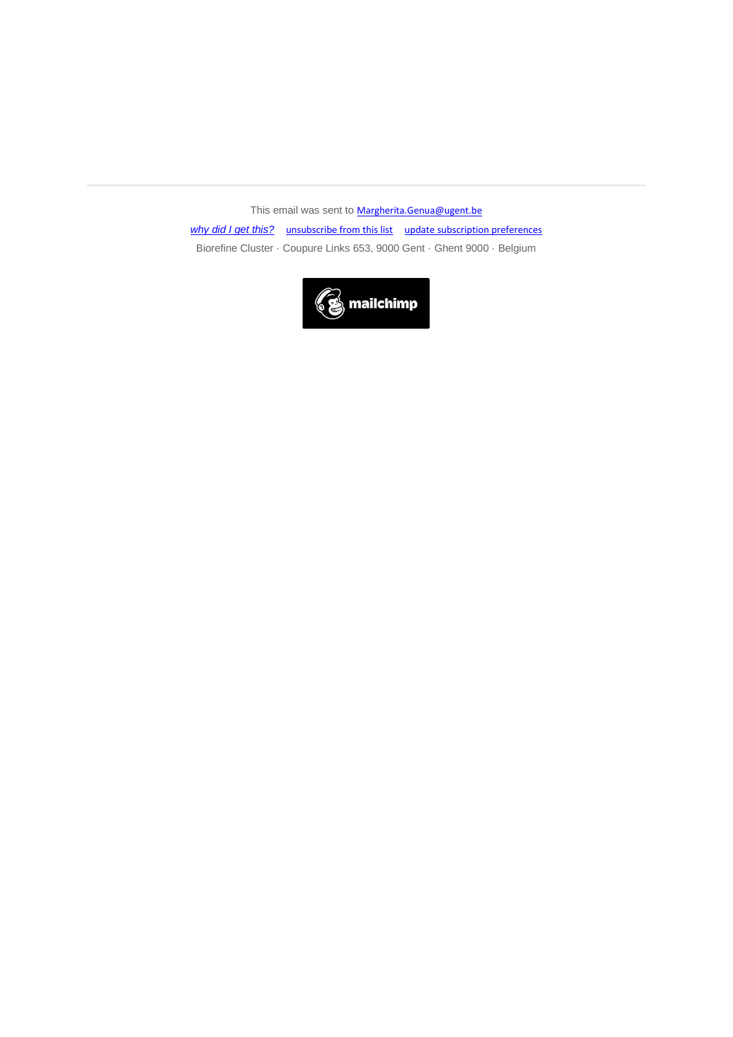---

This email was sent to [Margherita.Genua@ugent.be](mailto:Margherita.Genua@ugent.be)

*why did I get this?*    unsubscribe from this list    update subscription preferences

Biorefine Cluster · Coupure Links 653, 9000 Gent · Ghent 9000 · Belgium

mailchimp